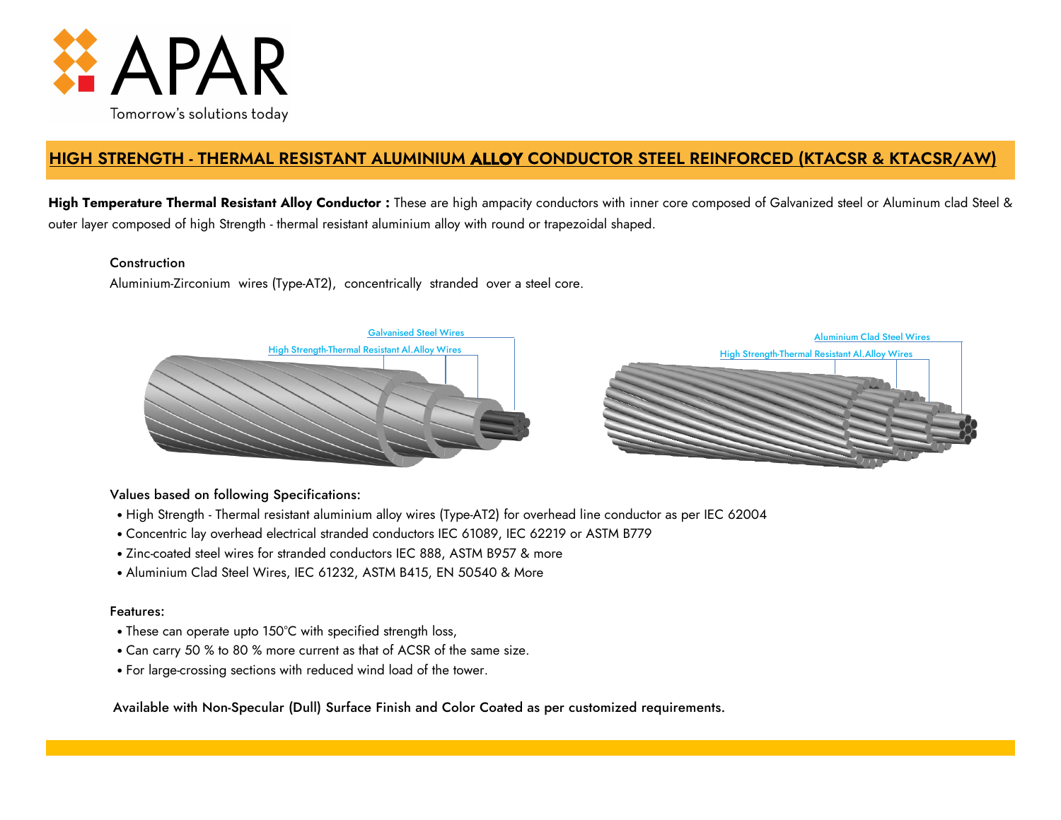APAR

Tomorrow's solutions today

## HIGH STRENGTH - THERMAL RESISTANT ALUMINIUM ALLOY CONDUCTOR STEEL REINFORCED (KTACSR & KTACSR/AW)

**High Temperature Thermal Resistant Alloy Conductor :** These are high ampacity conductors with inner core composed of Galvanized steel or Aluminum clad Steel & outer layer composed of high Strength - thermal resistant aluminium alloy with round or trapezoidal shaped.

### Construction

Aluminium-Zirconium wires (Type-AT2), concentrically stranded over a steel core.

Galvanised Steel Wires

High Strength-Thermal Resistant Al.Alloy Wires

Aluminium Clad Steel Wires

High Strength-Thermal Resistant Al.Alloy Wires

### Values based on following Specifications:

- High Strength - Thermal resistant aluminium alloy wires (Type-AT2) for overhead line conductor as per IEC 62004
- Concentric lay overhead electrical stranded conductors IEC 61089, IEC 62219 or ASTM B779
- Zinc-coated steel wires for stranded conductors IEC 888, ASTM B957 & more
- Aluminium Clad Steel Wires, IEC 61232, ASTM B415, EN 50540 & More

### Features:

- These can operate upto 150°C with specified strength loss,
- Can carry 50 % to 80 % more current as that of ACSR of the same size.
- For large-crossing sections with reduced wind load of the tower.

Available with Non-Specular (Dull) Surface Finish and Color Coated as per customized requirements.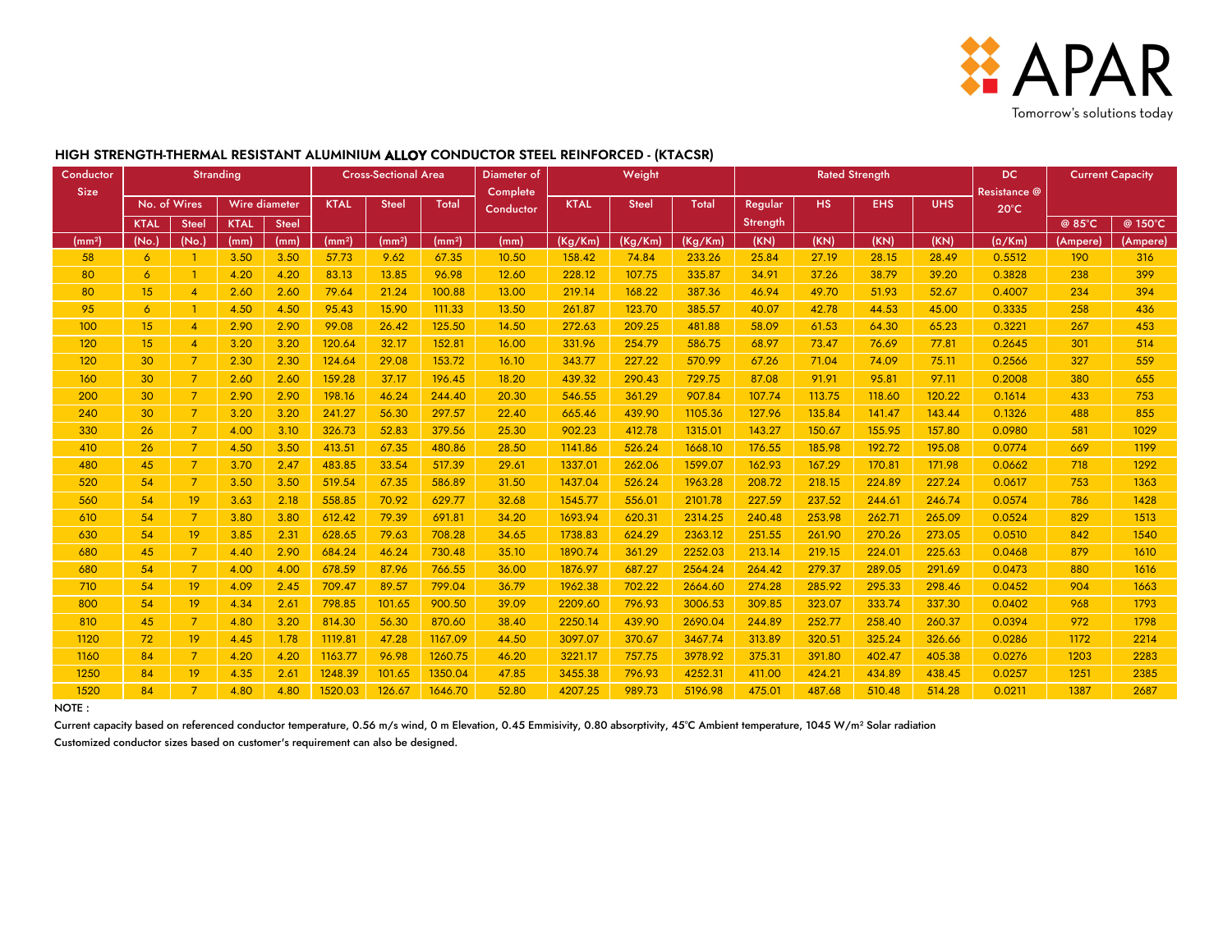APAR
Tomorrow's solutions today

## HIGH STRENGTH-THERMAL RESISTANT ALUMINIUM ALLOY CONDUCTOR STEEL REINFORCED - (KTACSR)

| Conductor Size | Stranding | | | | Cross-Sectional Area | | | Diameter of Complete Conductor | Weight | | | Rated Strength | | | | DC Resistance @ 20°C | Current Capacity | |
|---|---|---|---|---|---|---|---|---|---|---|---|---|---|---|---|---|---|---|
| | No. of Wires | | Wire diameter | | KTAL | Steel | Total | | KTAL | Steel | Total | Regular Strength | HS | EHS | UHS | | | |
| | KTAL | Steel | KTAL | Steel | | | | | | | | | | | | | @ 85°C | @ 150°C |
| (mm²) | (No.) | (No.) | (mm) | (mm) | (mm²) | (mm²) | (mm²) | (mm) | (Kg/Km) | (Kg/Km) | (Kg/Km) | (KN) | (KN) | (KN) | (KN) | (Ω/Km) | (Ampere) | (Ampere) |
| 58 | 6 | 1 | 3.50 | 3.50 | 57.73 | 9.62 | 67.35 | 10.50 | 158.42 | 74.84 | 233.26 | 25.84 | 27.19 | 28.15 | 28.49 | 0.5512 | 190 | 316 |
| 80 | 6 | 1 | 4.20 | 4.20 | 83.13 | 13.85 | 96.98 | 12.60 | 228.12 | 107.75 | 335.87 | 34.91 | 37.26 | 38.79 | 39.20 | 0.3828 | 238 | 399 |
| 80 | 15 | 4 | 2.60 | 2.60 | 79.64 | 21.24 | 100.88 | 13.00 | 219.14 | 168.22 | 387.36 | 46.94 | 49.70 | 51.93 | 52.67 | 0.4007 | 234 | 394 |
| 95 | 6 | 1 | 4.50 | 4.50 | 95.43 | 15.90 | 111.33 | 13.50 | 261.87 | 123.70 | 385.57 | 40.07 | 42.78 | 44.53 | 45.00 | 0.3335 | 258 | 436 |
| 100 | 15 | 4 | 2.90 | 2.90 | 99.08 | 26.42 | 125.50 | 14.50 | 272.63 | 209.25 | 481.88 | 58.09 | 61.53 | 64.30 | 65.23 | 0.3221 | 267 | 453 |
| 120 | 15 | 4 | 3.20 | 3.20 | 120.64 | 32.17 | 152.81 | 16.00 | 331.96 | 254.79 | 586.75 | 68.97 | 73.47 | 76.69 | 77.81 | 0.2645 | 301 | 514 |
| 120 | 30 | 7 | 2.30 | 2.30 | 124.64 | 29.08 | 153.72 | 16.10 | 343.77 | 227.22 | 570.99 | 67.26 | 71.04 | 74.09 | 75.11 | 0.2566 | 327 | 559 |
| 160 | 30 | 7 | 2.60 | 2.60 | 159.28 | 37.17 | 196.45 | 18.20 | 439.32 | 290.43 | 729.75 | 87.08 | 91.91 | 95.81 | 97.11 | 0.2008 | 380 | 655 |
| 200 | 30 | 7 | 2.90 | 2.90 | 198.16 | 46.24 | 244.40 | 20.30 | 546.55 | 361.29 | 907.84 | 107.74 | 113.75 | 118.60 | 120.22 | 0.1614 | 433 | 753 |
| 240 | 30 | 7 | 3.20 | 3.20 | 241.27 | 56.30 | 297.57 | 22.40 | 665.46 | 439.90 | 1105.36 | 127.96 | 135.84 | 141.47 | 143.44 | 0.1326 | 488 | 855 |
| 330 | 26 | 7 | 4.00 | 3.10 | 326.73 | 52.83 | 379.56 | 25.30 | 902.23 | 412.78 | 1315.01 | 143.27 | 150.67 | 155.95 | 157.80 | 0.0980 | 581 | 1029 |
| 410 | 26 | 7 | 4.50 | 3.50 | 413.51 | 67.35 | 480.86 | 28.50 | 1141.86 | 526.24 | 1668.10 | 176.55 | 185.98 | 192.72 | 195.08 | 0.0774 | 669 | 1199 |
| 480 | 45 | 7 | 3.70 | 2.47 | 483.85 | 33.54 | 517.39 | 29.61 | 1337.01 | 262.06 | 1599.07 | 162.93 | 167.29 | 170.81 | 171.98 | 0.0662 | 718 | 1292 |
| 520 | 54 | 7 | 3.50 | 3.50 | 519.54 | 67.35 | 586.89 | 31.50 | 1437.04 | 526.24 | 1963.28 | 208.72 | 218.15 | 224.89 | 227.24 | 0.0617 | 753 | 1363 |
| 560 | 54 | 19 | 3.63 | 2.18 | 558.85 | 70.92 | 629.77 | 32.68 | 1545.77 | 556.01 | 2101.78 | 227.59 | 237.52 | 244.61 | 246.74 | 0.0574 | 786 | 1428 |
| 610 | 54 | 7 | 3.80 | 3.80 | 612.42 | 79.39 | 691.81 | 34.20 | 1693.94 | 620.31 | 2314.25 | 240.48 | 253.98 | 262.71 | 265.09 | 0.0524 | 829 | 1513 |
| 630 | 54 | 19 | 3.85 | 2.31 | 628.65 | 79.63 | 708.28 | 34.65 | 1738.83 | 624.29 | 2363.12 | 251.55 | 261.90 | 270.26 | 273.05 | 0.0510 | 842 | 1540 |
| 680 | 45 | 7 | 4.40 | 2.90 | 684.24 | 46.24 | 730.48 | 35.10 | 1890.74 | 361.29 | 2252.03 | 213.14 | 219.15 | 224.01 | 225.63 | 0.0468 | 879 | 1610 |
| 680 | 54 | 7 | 4.00 | 4.00 | 678.59 | 87.96 | 766.55 | 36.00 | 1876.97 | 687.27 | 2564.24 | 264.42 | 279.37 | 289.05 | 291.69 | 0.0473 | 880 | 1616 |
| 710 | 54 | 19 | 4.09 | 2.45 | 709.47 | 89.57 | 799.04 | 36.79 | 1962.38 | 702.22 | 2664.60 | 274.28 | 285.92 | 295.33 | 298.46 | 0.0452 | 904 | 1663 |
| 800 | 54 | 19 | 4.34 | 2.61 | 798.85 | 101.65 | 900.50 | 39.09 | 2209.60 | 796.93 | 3006.53 | 309.85 | 323.07 | 333.74 | 337.30 | 0.0402 | 968 | 1793 |
| 810 | 45 | 7 | 4.80 | 3.20 | 814.30 | 56.30 | 870.60 | 38.40 | 2250.14 | 439.90 | 2690.04 | 244.89 | 252.77 | 258.40 | 260.37 | 0.0394 | 972 | 1798 |
| 1120 | 72 | 19 | 4.45 | 1.78 | 1119.81 | 47.28 | 1167.09 | 44.50 | 3097.07 | 370.67 | 3467.74 | 313.89 | 320.51 | 325.24 | 326.66 | 0.0286 | 1172 | 2214 |
| 1160 | 84 | 7 | 4.20 | 4.20 | 1163.77 | 96.98 | 1260.75 | 46.20 | 3221.17 | 757.75 | 3978.92 | 375.31 | 391.80 | 402.47 | 405.38 | 0.0276 | 1203 | 2283 |
| 1250 | 84 | 19 | 4.35 | 2.61 | 1248.39 | 101.65 | 1350.04 | 47.85 | 3455.38 | 796.93 | 4252.31 | 411.00 | 424.21 | 434.89 | 438.45 | 0.0257 | 1251 | 2385 |
| 1520 | 84 | 7 | 4.80 | 4.80 | 1520.03 | 126.67 | 1646.70 | 52.80 | 4207.25 | 989.73 | 5196.98 | 475.01 | 487.68 | 510.48 | 514.28 | 0.0211 | 1387 | 2687 |

NOTE :

Current capacity based on referenced conductor temperature, 0.56 m/s wind, 0 m Elevation, 0.45 Emmisivity, 0.80 absorptivity, 45°C Ambient temperature, 1045 W/m² Solar radiation

Customized conductor sizes based on customer's requirement can also be designed.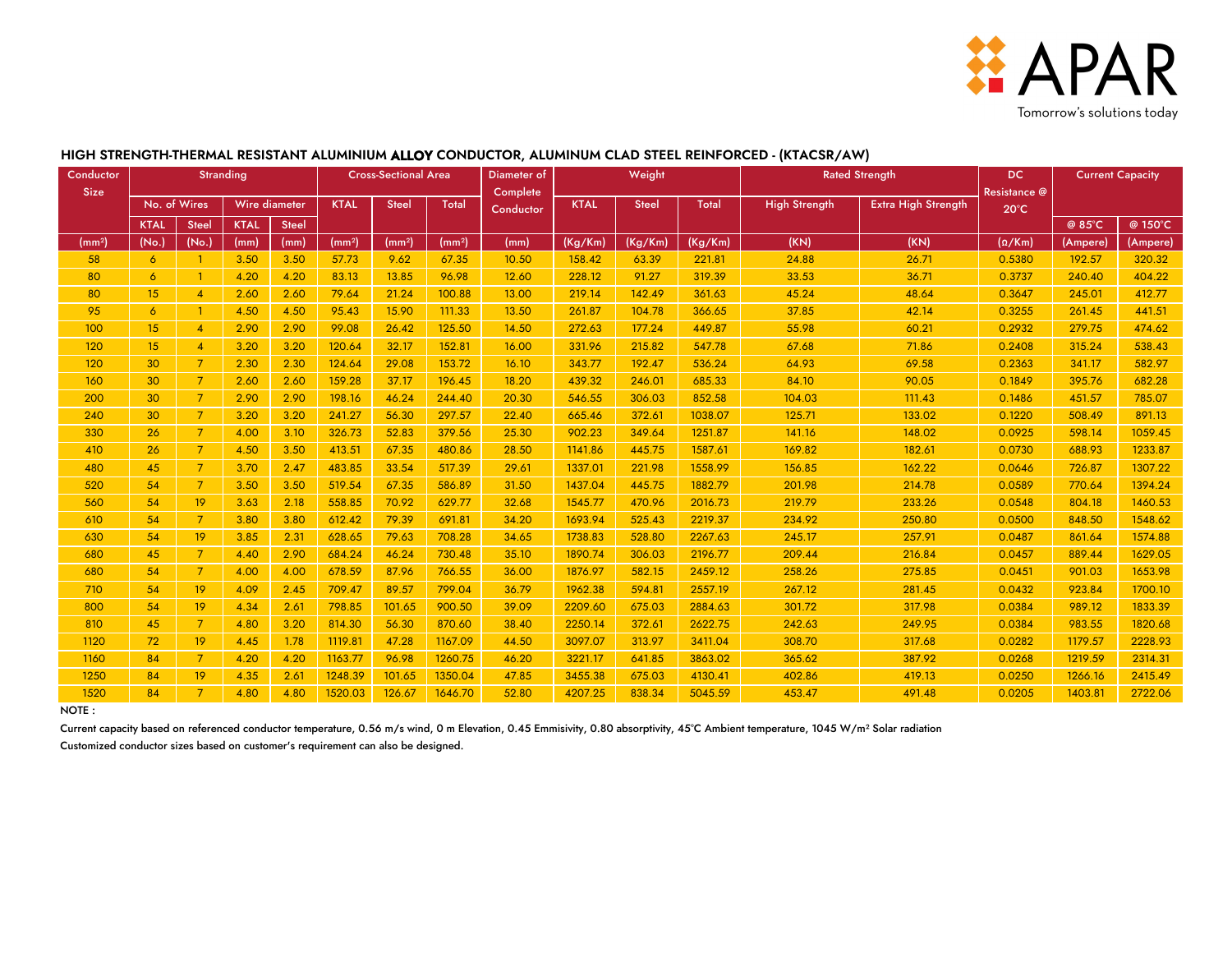APAR

Tomorrow's solutions today

## HIGH STRENGTH-THERMAL RESISTANT ALUMINIUM ALLOY CONDUCTOR, ALUMINUM CLAD STEEL REINFORCED - (KTACSR/AW)

| Conductor Size | Stranding | | | | Cross-Sectional Area | | | Diameter of Complete Conductor | Weight | | | Rated Strength | | DC Resistance @ 20°C | Current Capacity | |
|---|---|---|---|---|---|---|---|---|---|---|---|---|---|---|---|---|
| | No. of Wires | | Wire diameter | | KTAL | Steel | Total | | KTAL | Steel | Total | High Strength | Extra High Strength | | | |
| | KTAL | Steel | KTAL | Steel | | | | | | | | | | | @ 85°C | @ 150°C |
| (mm²) | (No.) | (No.) | (mm) | (mm) | (mm²) | (mm²) | (mm²) | (mm) | (Kg/Km) | (Kg/Km) | (Kg/Km) | (KN) | (KN) | (Ω/Km) | (Ampere) | (Ampere) |
| 58 | 6 | 1 | 3.50 | 3.50 | 57.73 | 9.62 | 67.35 | 10.50 | 158.42 | 63.39 | 221.81 | 24.88 | 26.71 | 0.5380 | 192.57 | 320.32 |
| 80 | 6 | 1 | 4.20 | 4.20 | 83.13 | 13.85 | 96.98 | 12.60 | 228.12 | 91.27 | 319.39 | 33.53 | 36.71 | 0.3737 | 240.40 | 404.22 |
| 80 | 15 | 4 | 2.60 | 2.60 | 79.64 | 21.24 | 100.88 | 13.00 | 219.14 | 142.49 | 361.63 | 45.24 | 48.64 | 0.3647 | 245.01 | 412.77 |
| 95 | 6 | 1 | 4.50 | 4.50 | 95.43 | 15.90 | 111.33 | 13.50 | 261.87 | 104.78 | 366.65 | 37.85 | 42.14 | 0.3255 | 261.45 | 441.51 |
| 100 | 15 | 4 | 2.90 | 2.90 | 99.08 | 26.42 | 125.50 | 14.50 | 272.63 | 177.24 | 449.87 | 55.98 | 60.21 | 0.2932 | 279.75 | 474.62 |
| 120 | 15 | 4 | 3.20 | 3.20 | 120.64 | 32.17 | 152.81 | 16.00 | 331.96 | 215.82 | 547.78 | 67.68 | 71.86 | 0.2408 | 315.24 | 538.43 |
| 120 | 30 | 7 | 2.30 | 2.30 | 124.64 | 29.08 | 153.72 | 16.10 | 343.77 | 192.47 | 536.24 | 64.93 | 69.58 | 0.2363 | 341.17 | 582.97 |
| 160 | 30 | 7 | 2.60 | 2.60 | 159.28 | 37.17 | 196.45 | 18.20 | 439.32 | 246.01 | 685.33 | 84.10 | 90.05 | 0.1849 | 395.76 | 682.28 |
| 200 | 30 | 7 | 2.90 | 2.90 | 198.16 | 46.24 | 244.40 | 20.30 | 546.55 | 306.03 | 852.58 | 104.03 | 111.43 | 0.1486 | 451.57 | 785.07 |
| 240 | 30 | 7 | 3.20 | 3.20 | 241.27 | 56.30 | 297.57 | 22.40 | 665.46 | 372.61 | 1038.07 | 125.71 | 133.02 | 0.1220 | 508.49 | 891.13 |
| 330 | 26 | 7 | 4.00 | 3.10 | 326.73 | 52.83 | 379.56 | 25.30 | 902.23 | 349.64 | 1251.87 | 141.16 | 148.02 | 0.0925 | 598.14 | 1059.45 |
| 410 | 26 | 7 | 4.50 | 3.50 | 413.51 | 67.35 | 480.86 | 28.50 | 1141.86 | 445.75 | 1587.61 | 169.82 | 182.61 | 0.0730 | 688.93 | 1233.87 |
| 480 | 45 | 7 | 3.70 | 2.47 | 483.85 | 33.54 | 517.39 | 29.61 | 1337.01 | 221.98 | 1558.99 | 156.85 | 162.22 | 0.0646 | 726.87 | 1307.22 |
| 520 | 54 | 7 | 3.50 | 3.50 | 519.54 | 67.35 | 586.89 | 31.50 | 1437.04 | 445.75 | 1882.79 | 201.98 | 214.78 | 0.0589 | 770.64 | 1394.24 |
| 560 | 54 | 19 | 3.63 | 2.18 | 558.85 | 70.92 | 629.77 | 32.68 | 1545.77 | 470.96 | 2016.73 | 219.79 | 233.26 | 0.0548 | 804.18 | 1460.53 |
| 610 | 54 | 7 | 3.80 | 3.80 | 612.42 | 79.39 | 691.81 | 34.20 | 1693.94 | 525.43 | 2219.37 | 234.92 | 250.80 | 0.0500 | 848.50 | 1548.62 |
| 630 | 54 | 19 | 3.85 | 2.31 | 628.65 | 79.63 | 708.28 | 34.65 | 1738.83 | 528.80 | 2267.63 | 245.17 | 257.91 | 0.0487 | 861.64 | 1574.88 |
| 680 | 45 | 7 | 4.40 | 2.90 | 684.24 | 46.24 | 730.48 | 35.10 | 1890.74 | 306.03 | 2196.77 | 209.44 | 216.84 | 0.0457 | 889.44 | 1629.05 |
| 680 | 54 | 7 | 4.00 | 4.00 | 678.59 | 87.96 | 766.55 | 36.00 | 1876.97 | 582.15 | 2459.12 | 258.26 | 275.85 | 0.0451 | 901.03 | 1653.98 |
| 710 | 54 | 19 | 4.09 | 2.45 | 709.47 | 89.57 | 799.04 | 36.79 | 1962.38 | 594.81 | 2557.19 | 267.12 | 281.45 | 0.0432 | 923.84 | 1700.10 |
| 800 | 54 | 19 | 4.34 | 2.61 | 798.85 | 101.65 | 900.50 | 39.09 | 2209.60 | 675.03 | 2884.63 | 301.72 | 317.98 | 0.0384 | 989.12 | 1833.39 |
| 810 | 45 | 7 | 4.80 | 3.20 | 814.30 | 56.30 | 870.60 | 38.40 | 2250.14 | 372.61 | 2622.75 | 242.63 | 249.95 | 0.0384 | 983.55 | 1820.68 |
| 1120 | 72 | 19 | 4.45 | 1.78 | 1119.81 | 47.28 | 1167.09 | 44.50 | 3097.07 | 313.97 | 3411.04 | 308.70 | 317.68 | 0.0282 | 1179.57 | 2228.93 |
| 1160 | 84 | 7 | 4.20 | 4.20 | 1163.77 | 96.98 | 1260.75 | 46.20 | 3221.17 | 641.85 | 3863.02 | 365.62 | 387.92 | 0.0268 | 1219.59 | 2314.31 |
| 1250 | 84 | 19 | 4.35 | 2.61 | 1248.39 | 101.65 | 1350.04 | 47.85 | 3455.38 | 675.03 | 4130.41 | 402.86 | 419.13 | 0.0250 | 1266.16 | 2415.49 |
| 1520 | 84 | 7 | 4.80 | 4.80 | 1520.03 | 126.67 | 1646.70 | 52.80 | 4207.25 | 838.34 | 5045.59 | 453.47 | 491.48 | 0.0205 | 1403.81 | 2722.06 |

NOTE :

Current capacity based on referenced conductor temperature, 0.56 m/s wind, 0 m Elevation, 0.45 Emmisivity, 0.80 absorptivity, 45°C Ambient temperature, 1045 W/m² Solar radiation

Customized conductor sizes based on customer's requirement can also be designed.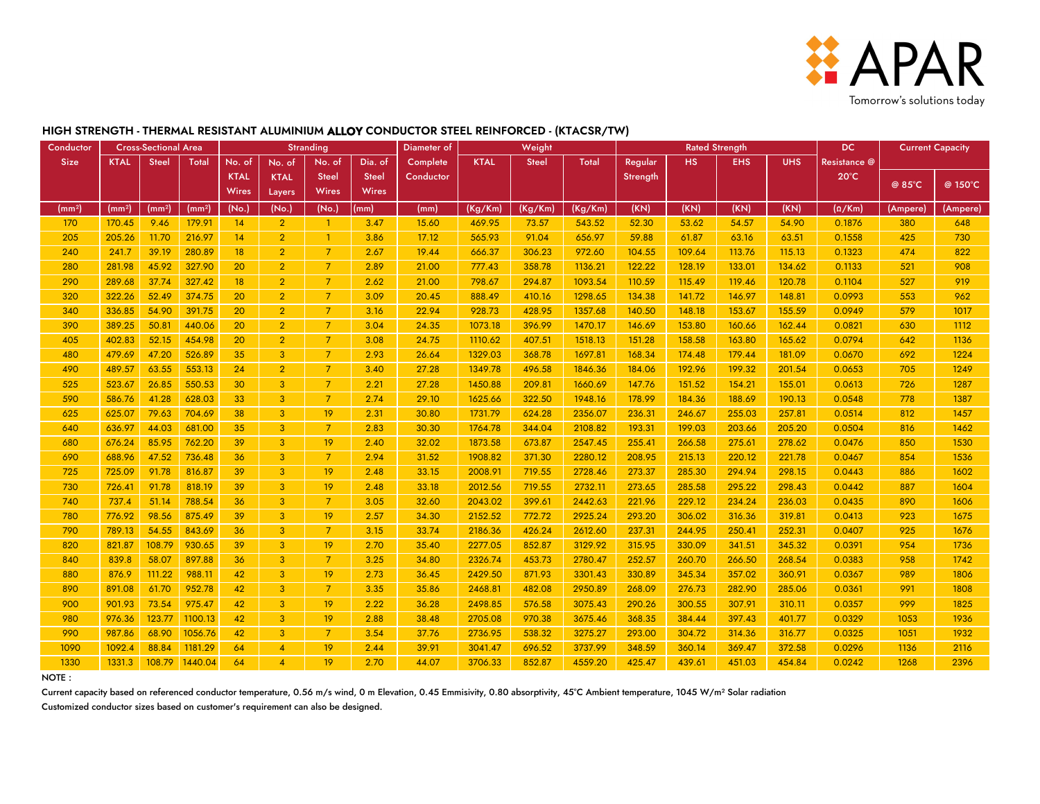APAR

Tomorrow's solutions today

## HIGH STRENGTH - THERMAL RESISTANT ALUMINIUM ALLOY CONDUCTOR STEEL REINFORCED - (KTACSR/TW)

| Conductor Size | Cross-Sectional Area | | | Stranding | | | | Diameter of Complete Conductor | Weight | | | Rated Strength | | | | DC Resistance @ 20°C | Current Capacity | |
|---|---|---|---|---|---|---|---|---|---|---|---|---|---|---|---|---|---|---|
| | KTAL | Steel | Total | No. of KTAL Wires | No. of KTAL Layers | No. of Steel Wires | Dia. of Steel Wires | | KTAL | Steel | Total | Regular Strength | HS | EHS | UHS | | @ 85°C | @ 150°C |
| (mm²) | (mm²) | (mm²) | (mm²) | (No.) | (No.) | (No.) | (mm) | (mm) | (Kg/Km) | (Kg/Km) | (Kg/Km) | (KN) | (KN) | (KN) | (KN) | (Ω/Km) | (Ampere) | (Ampere) |
| 170 | 170.45 | 9.46 | 179.91 | 14 | 2 | 1 | 3.47 | 15.60 | 469.95 | 73.57 | 543.52 | 52.30 | 53.62 | 54.57 | 54.90 | 0.1876 | 380 | 648 |
| 205 | 205.26 | 11.70 | 216.97 | 14 | 2 | 1 | 3.86 | 17.12 | 565.93 | 91.04 | 656.97 | 59.88 | 61.87 | 63.16 | 63.51 | 0.1558 | 425 | 730 |
| 240 | 241.7 | 39.19 | 280.89 | 18 | 2 | 7 | 2.67 | 19.44 | 666.37 | 306.23 | 972.60 | 104.55 | 109.64 | 113.76 | 115.13 | 0.1323 | 474 | 822 |
| 280 | 281.98 | 45.92 | 327.90 | 20 | 2 | 7 | 2.89 | 21.00 | 777.43 | 358.78 | 1136.21 | 122.22 | 128.19 | 133.01 | 134.62 | 0.1133 | 521 | 908 |
| 290 | 289.68 | 37.74 | 327.42 | 18 | 2 | 7 | 2.62 | 21.00 | 798.67 | 294.87 | 1093.54 | 110.59 | 115.49 | 119.46 | 120.78 | 0.1104 | 527 | 919 |
| 320 | 322.26 | 52.49 | 374.75 | 20 | 2 | 7 | 3.09 | 20.45 | 888.49 | 410.16 | 1298.65 | 134.38 | 141.72 | 146.97 | 148.81 | 0.0993 | 553 | 962 |
| 340 | 336.85 | 54.90 | 391.75 | 20 | 2 | 7 | 3.16 | 22.94 | 928.73 | 428.95 | 1357.68 | 140.50 | 148.18 | 153.67 | 155.59 | 0.0949 | 579 | 1017 |
| 390 | 389.25 | 50.81 | 440.06 | 20 | 2 | 7 | 3.04 | 24.35 | 1073.18 | 396.99 | 1470.17 | 146.69 | 153.80 | 160.66 | 162.44 | 0.0821 | 630 | 1112 |
| 405 | 402.83 | 52.15 | 454.98 | 20 | 2 | 7 | 3.08 | 24.75 | 1110.62 | 407.51 | 1518.13 | 151.28 | 158.58 | 163.80 | 165.62 | 0.0794 | 642 | 1136 |
| 480 | 479.69 | 47.20 | 526.89 | 35 | 3 | 7 | 2.93 | 26.64 | 1329.03 | 368.78 | 1697.81 | 168.34 | 174.48 | 179.44 | 181.09 | 0.0670 | 692 | 1224 |
| 490 | 489.57 | 63.55 | 553.13 | 24 | 2 | 7 | 3.40 | 27.28 | 1349.78 | 496.58 | 1846.36 | 184.06 | 192.96 | 199.32 | 201.54 | 0.0653 | 705 | 1249 |
| 525 | 523.67 | 26.85 | 550.53 | 30 | 3 | 7 | 2.21 | 27.28 | 1450.88 | 209.81 | 1660.69 | 147.76 | 151.52 | 154.21 | 155.01 | 0.0613 | 726 | 1287 |
| 590 | 586.76 | 41.28 | 628.03 | 33 | 3 | 7 | 2.74 | 29.10 | 1625.66 | 322.50 | 1948.16 | 178.99 | 184.36 | 188.69 | 190.13 | 0.0548 | 778 | 1387 |
| 625 | 625.07 | 79.63 | 704.69 | 38 | 3 | 19 | 2.31 | 30.80 | 1731.79 | 624.28 | 2356.07 | 236.31 | 246.67 | 255.03 | 257.81 | 0.0514 | 812 | 1457 |
| 640 | 636.97 | 44.03 | 681.00 | 35 | 3 | 7 | 2.83 | 30.30 | 1764.78 | 344.04 | 2108.82 | 193.31 | 199.03 | 203.66 | 205.20 | 0.0504 | 816 | 1462 |
| 680 | 676.24 | 85.95 | 762.20 | 39 | 3 | 19 | 2.40 | 32.02 | 1873.58 | 673.87 | 2547.45 | 255.41 | 266.58 | 275.61 | 278.62 | 0.0476 | 850 | 1530 |
| 690 | 688.96 | 47.52 | 736.48 | 36 | 3 | 7 | 2.94 | 31.52 | 1908.82 | 371.30 | 2280.12 | 208.95 | 215.13 | 220.12 | 221.78 | 0.0467 | 854 | 1536 |
| 725 | 725.09 | 91.78 | 816.87 | 39 | 3 | 19 | 2.48 | 33.15 | 2008.91 | 719.55 | 2728.46 | 273.37 | 285.30 | 294.94 | 298.15 | 0.0443 | 886 | 1602 |
| 730 | 726.41 | 91.78 | 818.19 | 39 | 3 | 19 | 2.48 | 33.18 | 2012.56 | 719.55 | 2732.11 | 273.65 | 285.58 | 295.22 | 298.43 | 0.0442 | 887 | 1604 |
| 740 | 737.4 | 51.14 | 788.54 | 36 | 3 | 7 | 3.05 | 32.60 | 2043.02 | 399.61 | 2442.63 | 221.96 | 229.12 | 234.24 | 236.03 | 0.0435 | 890 | 1606 |
| 780 | 776.92 | 98.56 | 875.49 | 39 | 3 | 19 | 2.57 | 34.30 | 2152.52 | 772.72 | 2925.24 | 293.20 | 306.02 | 316.36 | 319.81 | 0.0413 | 923 | 1675 |
| 790 | 789.13 | 54.55 | 843.69 | 36 | 3 | 7 | 3.15 | 33.74 | 2186.36 | 426.24 | 2612.60 | 237.31 | 244.95 | 250.41 | 252.31 | 0.0407 | 925 | 1676 |
| 820 | 821.87 | 108.79 | 930.65 | 39 | 3 | 19 | 2.70 | 35.40 | 2277.05 | 852.87 | 3129.92 | 315.95 | 330.09 | 341.51 | 345.32 | 0.0391 | 954 | 1736 |
| 840 | 839.8 | 58.07 | 897.88 | 36 | 3 | 7 | 3.25 | 34.80 | 2326.74 | 453.73 | 2780.47 | 252.57 | 260.70 | 266.50 | 268.54 | 0.0383 | 958 | 1742 |
| 880 | 876.9 | 111.22 | 988.11 | 42 | 3 | 19 | 2.73 | 36.45 | 2429.50 | 871.93 | 3301.43 | 330.89 | 345.34 | 357.02 | 360.91 | 0.0367 | 989 | 1806 |
| 890 | 891.08 | 61.70 | 952.78 | 42 | 3 | 7 | 3.35 | 35.86 | 2468.81 | 482.08 | 2950.89 | 268.09 | 276.73 | 282.90 | 285.06 | 0.0361 | 991 | 1808 |
| 900 | 901.93 | 73.54 | 975.47 | 42 | 3 | 19 | 2.22 | 36.28 | 2498.85 | 576.58 | 3075.43 | 290.26 | 300.55 | 307.91 | 310.11 | 0.0357 | 999 | 1825 |
| 980 | 976.36 | 123.77 | 1100.13 | 42 | 3 | 19 | 2.88 | 38.48 | 2705.08 | 970.38 | 3675.46 | 368.35 | 384.44 | 397.43 | 401.77 | 0.0329 | 1053 | 1936 |
| 990 | 987.86 | 68.90 | 1056.76 | 42 | 3 | 7 | 3.54 | 37.76 | 2736.95 | 538.32 | 3275.27 | 293.00 | 304.72 | 314.36 | 316.77 | 0.0325 | 1051 | 1932 |
| 1090 | 1092.4 | 88.84 | 1181.29 | 64 | 4 | 19 | 2.44 | 39.91 | 3041.47 | 696.52 | 3737.99 | 348.59 | 360.14 | 369.47 | 372.58 | 0.0296 | 1136 | 2116 |
| 1330 | 1331.3 | 108.79 | 1440.04 | 64 | 4 | 19 | 2.70 | 44.07 | 3706.33 | 852.87 | 4559.20 | 425.47 | 439.61 | 451.03 | 454.84 | 0.0242 | 1268 | 2396 |

NOTE :

Current capacity based on referenced conductor temperature, 0.56 m/s wind, 0 m Elevation, 0.45 Emmisivity, 0.80 absorptivity, 45°C Ambient temperature, 1045 W/m² Solar radiation

Customized conductor sizes based on customer's requirement can also be designed.